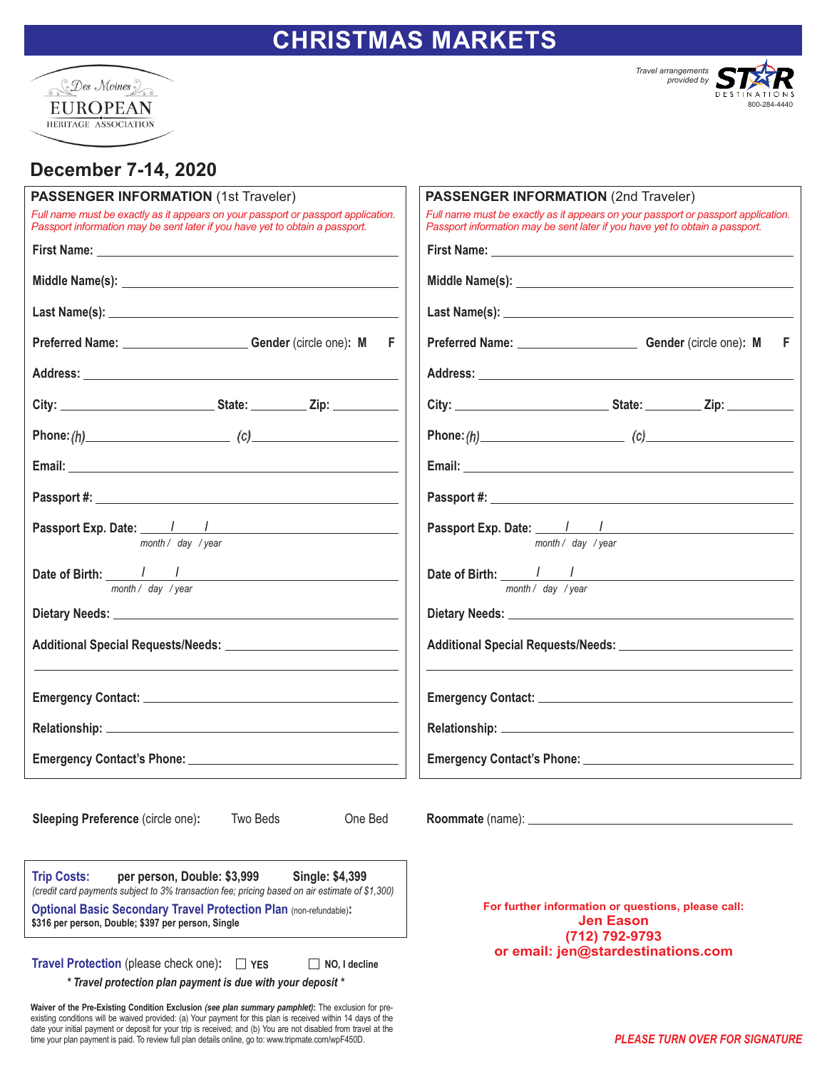# CHRISTMAS MARKETS

Des Moines EUROPEAN HERITAGE ASSOCIATION

*Travel arrangements provided by* STAR DESTINATIONS 800-284-4440

## December 7-14, 2020

### PASSENGER INFORMATION (1st Traveler)

*Full name must be exactly as it appears on your passport or passport application. Passport information may be sent later if you have yet to obtain a passport.*

**First Name:** ______________________

**Middle Name(s):** ______________________

**Last Name(s):** ______________________

**Preferred Name:** ____________ **Gender** (circle one)**: M F**

**Address:** ______________________

**City:** ____________ **State:** ______ **Zip:** ______

**Phone:** *(h)* ____________ *(c)* ____________

**Email:** ______________________

**Passport #:** ______________________

**Passport Exp. Date:** ___ / ___ / ___ *month / day / year*

**Date of Birth:** ___ / ___ / ___ *month / day / year*

**Dietary Needs:** ______________________

**Additional Special Requests/Needs:** ______________________

**Emergency Contact:** ______________________

**Relationship:** ______________________

**Emergency Contact's Phone:** ______________________

### PASSENGER INFORMATION (2nd Traveler)

*Full name must be exactly as it appears on your passport or passport application. Passport information may be sent later if you have yet to obtain a passport.*

**First Name:** ______________________

**Middle Name(s):** ______________________

**Last Name(s):** ______________________

**Preferred Name:** ____________ **Gender** (circle one)**: M F**

**Address:** ______________________

**City:** ____________ **State:** ______ **Zip:** ______

**Phone:** *(h)* ____________ *(c)* ____________

**Email:** ______________________

**Passport #:** ______________________

**Passport Exp. Date:** ___ / ___ / ___ *month / day / year*

**Date of Birth:** ___ / ___ / ___ *month / day / year*

**Dietary Needs:** ______________________

**Additional Special Requests/Needs:** ______________________

**Emergency Contact:** ______________________

**Relationship:** ______________________

**Emergency Contact's Phone:** ______________________

**Sleeping Preference** (circle one)**:** Two Beds One Bed

**Roommate** (name): ______________________

**Trip Costs:** **per person, Double: $3,999** **Single: $4,399**
*(credit card payments subject to 3% transaction fee; pricing based on air estimate of $1,300)*

**Optional Basic Secondary Travel Protection Plan** (non-refundable)**:**
**$316 per person, Double; $397 per person, Single**

**Travel Protection** (please check one)**:** ☐ **YES** ☐ **NO, I decline**

***\* Travel protection plan payment is due with your deposit \****

**Waiver of the Pre-Existing Condition Exclusion** ***(see plan summary pamphlet)*:** The exclusion for pre-existing conditions will be waived provided: (a) Your payment for this plan is received within 14 days of the date your initial payment or deposit for your trip is received; and (b) You are not disabled from travel at the time your plan payment is paid. To review full plan details online, go to: www.tripmate.com/wpF450D.

**For further information or questions, please call:**
**Jen Eason**
**(712) 792-9793**
**or email: jen@stardestinations.com**

***PLEASE TURN OVER FOR SIGNATURE***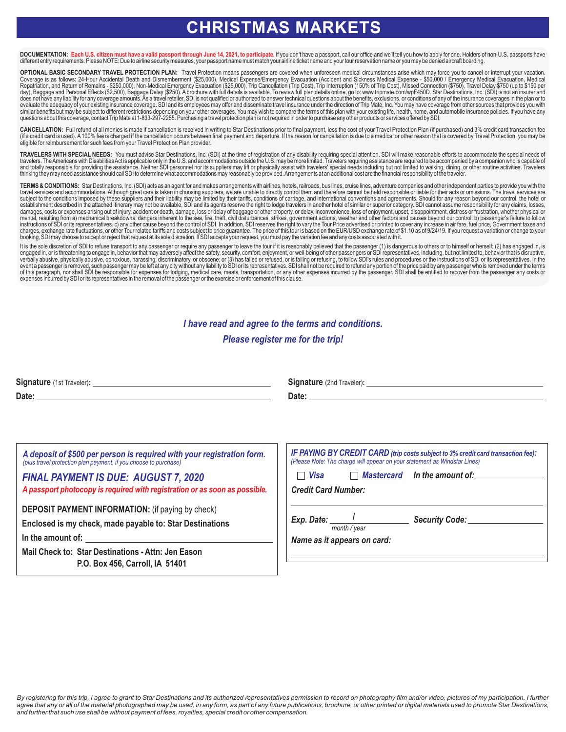# CHRISTMAS MARKETS

**DOCUMENTATION:** **Each U.S. citizen must have a valid passport through June 14, 2021, to participate.** If you don't have a passport, call our office and we'll tell you how to apply for one. Holders of non-U.S. passports have different entry requirements. Please NOTE: Due to airline security measures, your passport name must match your airline ticket name and your tour reservation name or you may be denied aircraft boarding.

**OPTIONAL BASIC SECONDARY TRAVEL PROTECTION PLAN:** Travel Protection means passengers are covered when unforeseen medical circumstances arise which may force you to cancel or interrupt your vacation. Coverage is as follows: 24-Hour Accidental Death and Dismemberment ($25,000), Medical Expense/Emergency Evacuation (Accident and Sickness Medical Expense - $50,000 / Emergency Medical Evacuation, Medical Repatriation, and Return of Remains - $250,000), Non-Medical Emergency Evacuation ($25,000), Trip Cancellation (Trip Cost), Trip Interruption (150% of Trip Cost), Missed Connection ($750), Travel Delay $750 (up to $150 per day), Baggage and Personal Effects ($2,500), Baggage Delay ($250). A brochure with full details is available. To review full plan details online, go to: www.tripmate.com/wpF450D. Star Destinations, Inc. (SDI) is not an insurer and does not have any liability for any coverage amounts. As a travel retailer, SDI is not qualified or authorized to answer technical questions about the benefits, exclusions, or conditions of any of the insurance coverages in the plan or to evaluate the adequacy of your existing insurance coverage. SDI and its employees may offer and disseminate travel insurance under the direction of Trip Mate, Inc. You may have coverage from other sources that provides you with similar benefits but may be subject to different restrictions depending on your other coverages. You may wish to compare the terms of this plan with your existing life, health, home, and automobile insurance policies. If you have any questions about this coverage, contact Trip Mate at 1-833-297-2255. Purchasing a travel protection plan is not required in order to purchase any other products or services offered by SDI.

**CANCELLATION:** Full refund of all monies is made if cancellation is received in writing to Star Destinations prior to final payment, less the cost of your Travel Protection Plan (if purchased) and 3% credit card transaction fee (if a credit card is used). A 100% fee is charged if the cancellation occurs between final payment and departure. If the reason for cancellation is due to a medical or other reason that is covered by Travel Protection, you may be eligible for reimbursement for such fees from your Travel Protection Plan provider.

**TRAVELERS WITH SPECIAL NEEDS:** You must advise Star Destinations, Inc. (SDI) at the time of registration of any disability requiring special attention. SDI will make reasonable efforts to accommodate the special needs of travelers. The Americans with Disabilities Act is applicable only in the U.S. and accommodations outside the U.S. may be more limited. Travelers requiring assistance are required to be accompanied by a companion who is capable of and totally responsible for providing the assistance. Neither SDI personnel nor its suppliers may lift or physically assist with travelers' special needs including but not limited to walking, dining, or other routine activities. Travelers thinking they may need assistance should call SDI to determine what accommodations may reasonably be provided. Arrangements at an additional cost are the financial responsibility of the traveler.

**TERMS & CONDITIONS:** Star Destinations, Inc. (SDI) acts as an agent for and makes arrangements with airlines, hotels, railroads, bus lines, cruise lines, adventure companies and other independent parties to provide you with the travel services and accommodations. Although great care is taken in choosing suppliers, we are unable to directly control them and therefore cannot be held responsible or liable for their acts or omissions. The travel services are subject to the conditions imposed by these suppliers and their liability may be limited by their tariffs, conditions of carriage, and international conventions and agreements. Should for any reason beyond our control, the hotel or establishment described in the attached itinerary may not be available, SDI and its agents reserve the right to lodge travelers in another hotel of similar or superior category. SDI cannot assume responsibility for any claims, losses, damages, costs or expenses arising out of injury, accident or death, damage, loss or delay of baggage or other property, or delay, inconvenience, loss of enjoyment, upset, disappointment, distress or frustration, whether physical or mental, resulting from a) mechanical breakdowns, dangers inherent to the sea, fire, theft, civil disturbances, strikes, government actions, weather and other factors and causes beyond our control. b) passenger's failure to follow instructions of SDI or its representatives. c) any other cause beyond the control of SDI. In addition, SDI reserves the right to vary the Tour Price advertised or printed to cover any increase in air fare, fuel price, Government taxes and charges, exchange rate fluctuations, or other Tour related tariffs and costs subject to price guarantee. The price of this tour is based on the EUR/USD exchange rate of $1.10 as of 9/24/19. If you request a variation or change to your booking, SDI may choose to accept or reject that request at its sole discretion. If SDI accepts your request, you must pay the variation fee and any costs associated with it.

It is the sole discretion of SDI to refuse transport to any passenger or require any passenger to leave the tour if it is reasonably believed that the passenger (1) is dangerous to others or to himself or herself; (2) has engaged in, is engaged in, or is threatening to engage in, behavior that may adversely affect the safety, security, comfort, enjoyment, or well-being of other passengers or SDI representatives, including, but not limited to, behavior that is disruptive, verbally abusive, physically abusive, obnoxious, harassing, discriminatory, or obscene; or (3) has failed or refused, or is failing or refusing, to follow SDI's rules and procedures or the instructions of SDI or its representatives. In the event a passenger is removed, such passenger may be left at any city without any liability to SDI or its representatives. SDI shall not be required to refund any portion of the price paid by any passenger who is removed under the terms of this paragraph, nor shall SDI be responsible for expenses for lodging, medical care, meals, transportation, or any other expenses incurred by the passenger. SDI shall be entitled to recover from the passenger any costs or expenses incurred by SDI or its representatives in the removal of the passenger or the exercise or enforcement of this clause.

*I have read and agree to the terms and conditions.*

*Please register me for the trip!*

**Signature** (1st Traveler): ______________________

**Date:** ______________________

**Signature** (2nd Traveler): ______________________

**Date:** ______________________

***A deposit of $500 per person is required with your registration form.***
*(plus travel protection plan payment, if you choose to purchase)*

***FINAL PAYMENT IS DUE: AUGUST 7, 2020***

***A passport photocopy is required with registration or as soon as possible.***

**DEPOSIT PAYMENT INFORMATION:** (if paying by check)

**Enclosed is my check, made payable to: Star Destinations**

**In the amount of:** ______________________

**Mail Check to: Star Destinations - Attn: Jen Eason**
**P.O. Box 456, Carroll, IA 51401**

***IF PAYING BY CREDIT CARD*** *(trip costs subject to 3% credit card transaction fee):*
*(Please Note: The charge will appear on your statement as Windstar Lines)*

☐ ***Visa*** ☐ ***Mastercard*** ***In the amount of:*** ______________

***Credit Card Number:*** ______________________

***Exp. Date:*** ____ / ____ *month / year* ***Security Code:*** ______________

***Name as it appears on card:*** ______________________

*By registering for this trip, I agree to grant to Star Destinations and its authorized representatives permission to record on photography film and/or video, pictures of my participation. I further agree that any or all of the material photographed may be used, in any form, as part of any future publications, brochure, or other printed or digital materials used to promote Star Destinations, and further that such use shall be without payment of fees, royalties, special credit or other compensation.*